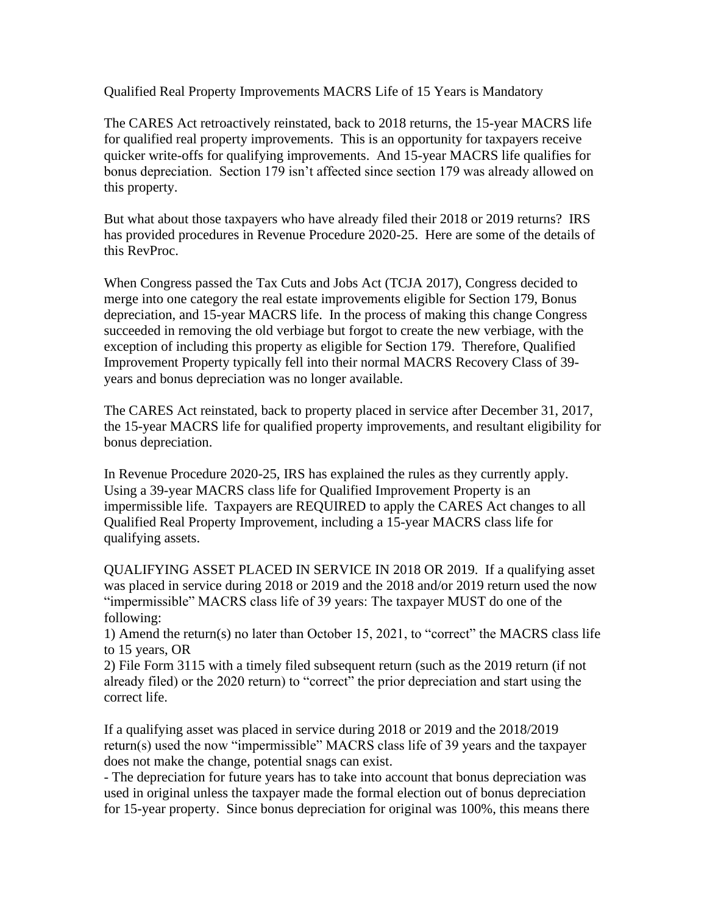# Qualified Real Property Improvements MACRS Life of 15 Years is Mandatory

The CARES Act retroactively reinstated, back to 2018 returns, the 15-year MACRS life for qualified real property improvements. This is an opportunity for taxpayers receive quicker write-offs for qualifying improvements. And 15-year MACRS life qualifies for bonus depreciation. Section 179 isn't affected since section 179 was already allowed on this property.

But what about those taxpayers who have already filed their 2018 or 2019 returns? IRS has provided procedures in Revenue Procedure 2020-25. Here are some of the details of this RevProc.

When Congress passed the Tax Cuts and Jobs Act (TCJA 2017), Congress decided to merge into one category the real estate improvements eligible for Section 179, Bonus depreciation, and 15-year MACRS life. In the process of making this change Congress succeeded in removing the old verbiage but forgot to create the new verbiage, with the exception of including this property as eligible for Section 179. Therefore, Qualified Improvement Property typically fell into their normal MACRS Recovery Class of 39-years and bonus depreciation was no longer available.

The CARES Act reinstated, back to property placed in service after December 31, 2017, the 15-year MACRS life for qualified property improvements, and resultant eligibility for bonus depreciation.

In Revenue Procedure 2020-25, IRS has explained the rules as they currently apply. Using a 39-year MACRS class life for Qualified Improvement Property is an impermissible life. Taxpayers are REQUIRED to apply the CARES Act changes to all Qualified Real Property Improvement, including a 15-year MACRS class life for qualifying assets.

QUALIFYING ASSET PLACED IN SERVICE IN 2018 OR 2019. If a qualifying asset was placed in service during 2018 or 2019 and the 2018 and/or 2019 return used the now "impermissible" MACRS class life of 39 years: The taxpayer MUST do one of the following:

1) Amend the return(s) no later than October 15, 2021, to "correct" the MACRS class life to 15 years, OR
2) File Form 3115 with a timely filed subsequent return (such as the 2019 return (if not already filed) or the 2020 return) to "correct" the prior depreciation and start using the correct life.

If a qualifying asset was placed in service during 2018 or 2019 and the 2018/2019 return(s) used the now "impermissible" MACRS class life of 39 years and the taxpayer does not make the change, potential snags can exist.

- The depreciation for future years has to take into account that bonus depreciation was used in original unless the taxpayer made the formal election out of bonus depreciation for 15-year property. Since bonus depreciation for original was 100%, this means there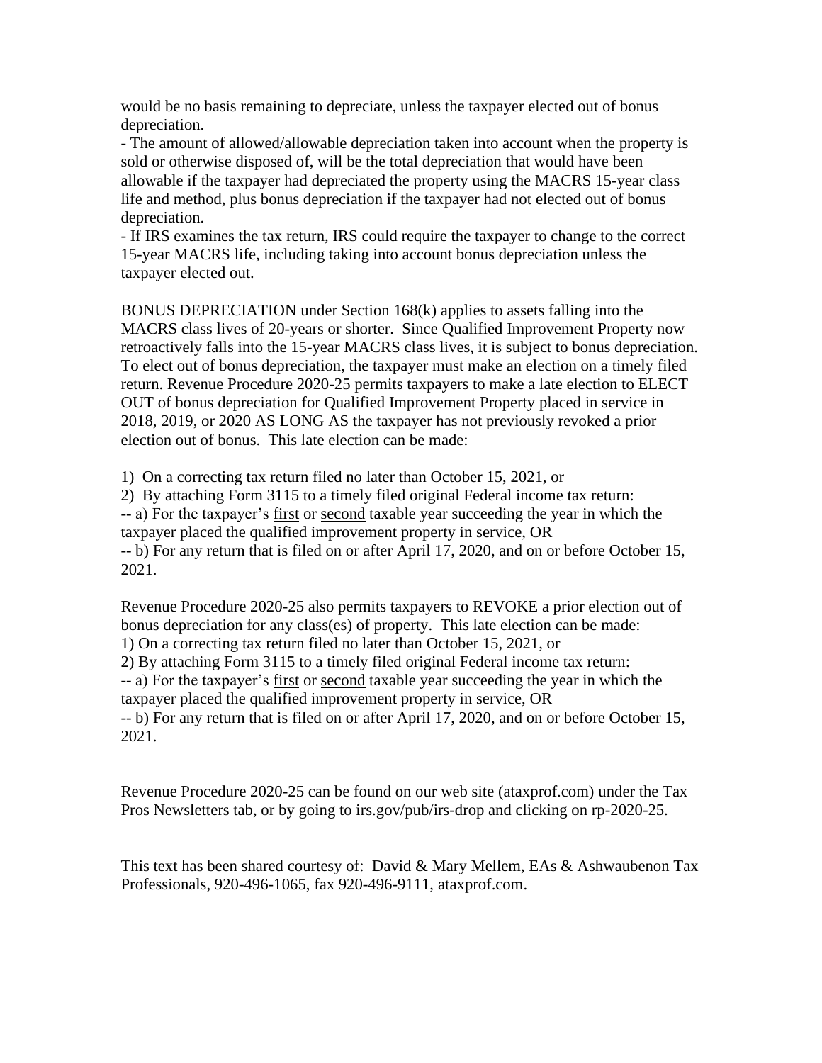would be no basis remaining to depreciate, unless the taxpayer elected out of bonus depreciation.

- The amount of allowed/allowable depreciation taken into account when the property is sold or otherwise disposed of, will be the total depreciation that would have been allowable if the taxpayer had depreciated the property using the MACRS 15-year class life and method, plus bonus depreciation if the taxpayer had not elected out of bonus depreciation.
- If IRS examines the tax return, IRS could require the taxpayer to change to the correct 15-year MACRS life, including taking into account bonus depreciation unless the taxpayer elected out.

BONUS DEPRECIATION under Section 168(k) applies to assets falling into the MACRS class lives of 20-years or shorter. Since Qualified Improvement Property now retroactively falls into the 15-year MACRS class lives, it is subject to bonus depreciation. To elect out of bonus depreciation, the taxpayer must make an election on a timely filed return. Revenue Procedure 2020-25 permits taxpayers to make a late election to ELECT OUT of bonus depreciation for Qualified Improvement Property placed in service in 2018, 2019, or 2020 AS LONG AS the taxpayer has not previously revoked a prior election out of bonus. This late election can be made:

1) On a correcting tax return filed no later than October 15, 2021, or
2) By attaching Form 3115 to a timely filed original Federal income tax return:
-- a) For the taxpayer's <u>first</u> or <u>second</u> taxable year succeeding the year in which the taxpayer placed the qualified improvement property in service, OR
-- b) For any return that is filed on or after April 17, 2020, and on or before October 15, 2021.

Revenue Procedure 2020-25 also permits taxpayers to REVOKE a prior election out of bonus depreciation for any class(es) of property. This late election can be made:
1) On a correcting tax return filed no later than October 15, 2021, or
2) By attaching Form 3115 to a timely filed original Federal income tax return:
-- a) For the taxpayer's <u>first</u> or <u>second</u> taxable year succeeding the year in which the taxpayer placed the qualified improvement property in service, OR
-- b) For any return that is filed on or after April 17, 2020, and on or before October 15, 2021.

Revenue Procedure 2020-25 can be found on our web site (ataxprof.com) under the Tax Pros Newsletters tab, or by going to irs.gov/pub/irs-drop and clicking on rp-2020-25.

This text has been shared courtesy of: David & Mary Mellem, EAs & Ashwaubenon Tax Professionals, 920-496-1065, fax 920-496-9111, ataxprof.com.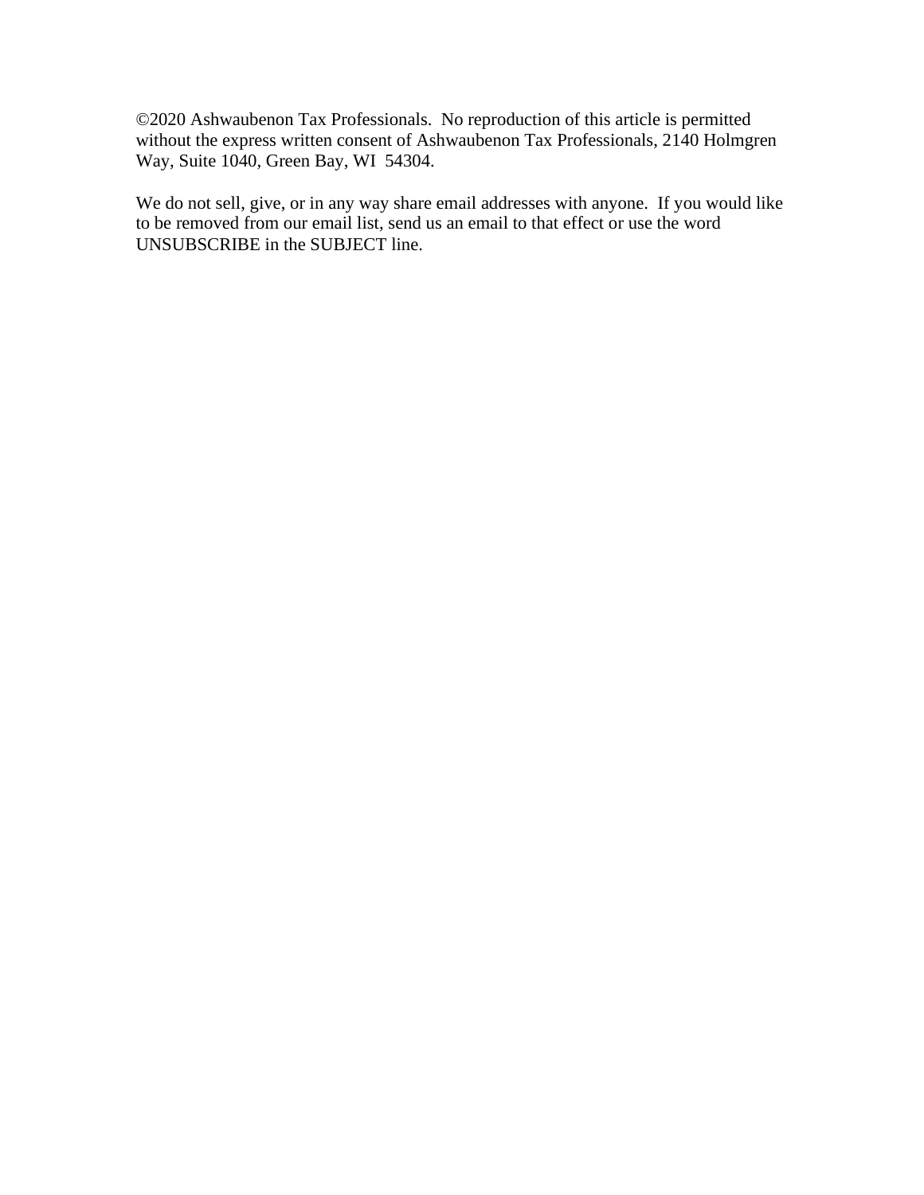©2020 Ashwaubenon Tax Professionals.  No reproduction of this article is permitted without the express written consent of Ashwaubenon Tax Professionals, 2140 Holmgren Way, Suite 1040, Green Bay, WI  54304.

We do not sell, give, or in any way share email addresses with anyone.  If you would like to be removed from our email list, send us an email to that effect or use the word UNSUBSCRIBE in the SUBJECT line.